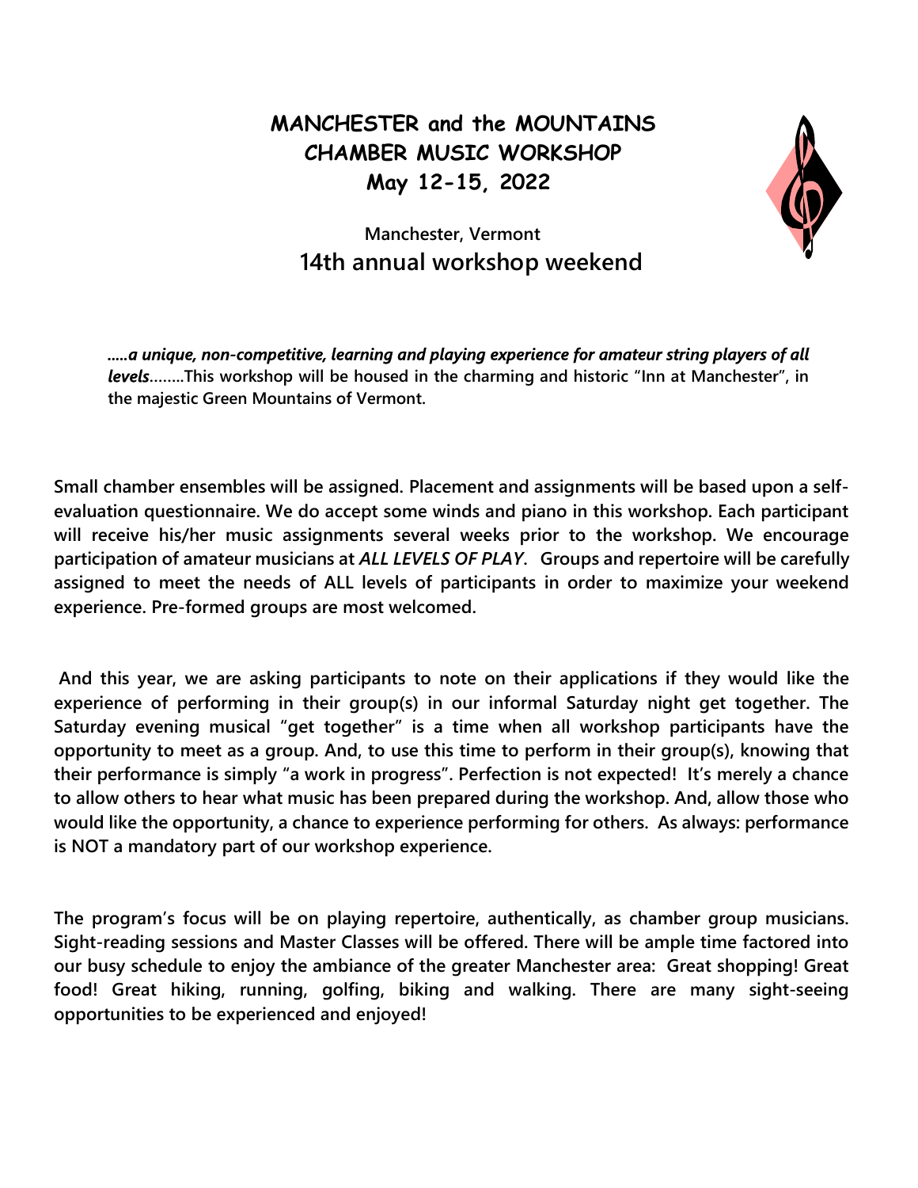# MANCHESTER and the MOUNTAINS CHAMBER MUSIC WORKSHOP

## May 12-15, 2022

### Manchester, Vermont

## 14th annual workshop weekend

***.....a unique, non-competitive, learning and playing experience for amateur string players of all levels........*****This workshop will be housed in the charming and historic "Inn at Manchester", in the majestic Green Mountains of Vermont.**

**Small chamber ensembles will be assigned. Placement and assignments will be based upon a self-evaluation questionnaire. We do accept some winds and piano in this workshop. Each participant will receive his/her music assignments several weeks prior to the workshop. We encourage participation of amateur musicians at *ALL LEVELS OF PLAY*. Groups and repertoire will be carefully assigned to meet the needs of ALL levels of participants in order to maximize your weekend experience. Pre-formed groups are most welcomed.**

**And this year, we are asking participants to note on their applications if they would like the experience of performing in their group(s) in our informal Saturday night get together. The Saturday evening musical "get together" is a time when all workshop participants have the opportunity to meet as a group. And, to use this time to perform in their group(s), knowing that their performance is simply "a work in progress". Perfection is not expected! It's merely a chance to allow others to hear what music has been prepared during the workshop. And, allow those who would like the opportunity, a chance to experience performing for others. As always: performance is NOT a mandatory part of our workshop experience.**

**The program's focus will be on playing repertoire, authentically, as chamber group musicians. Sight-reading sessions and Master Classes will be offered. There will be ample time factored into our busy schedule to enjoy the ambiance of the greater Manchester area: Great shopping! Great food! Great hiking, running, golfing, biking and walking. There are many sight-seeing opportunities to be experienced and enjoyed!**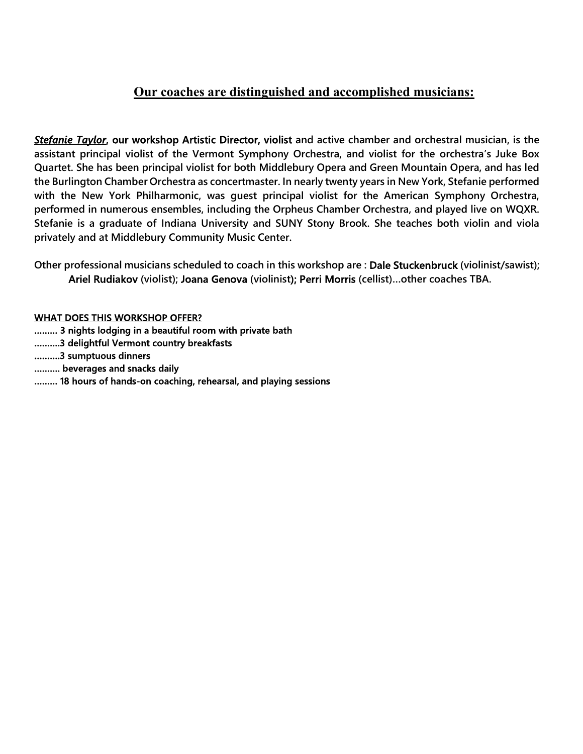## Our coaches are distinguished and accomplished musicians:

***Stefanie Taylor*, our workshop Artistic Director, violist** and active chamber and orchestral musician, is the assistant principal violist of the Vermont Symphony Orchestra, and violist for the orchestra's Juke Box Quartet. She has been principal violist for both Middlebury Opera and Green Mountain Opera, and has led the Burlington Chamber Orchestra as concertmaster. In nearly twenty years in New York, Stefanie performed with the New York Philharmonic, was guest principal violist for the American Symphony Orchestra, performed in numerous ensembles, including the Orpheus Chamber Orchestra, and played live on WQXR. Stefanie is a graduate of Indiana University and SUNY Stony Brook. She teaches both violin and viola privately and at Middlebury Community Music Center.

Other professional musicians scheduled to coach in this workshop are : **Dale Stuckenbruck** (violinist/sawist); **Ariel Rudiakov** (violist); **Joana Genova** (violinist); **Perri Morris** (cellist)…other coaches TBA.

**WHAT DOES THIS WORKSHOP OFFER?**

……… 3 nights lodging in a beautiful room with private bath
……….3 delightful Vermont country breakfasts
……….3 sumptuous dinners
………. beverages and snacks daily
……… 18 hours of hands-on coaching, rehearsal, and playing sessions